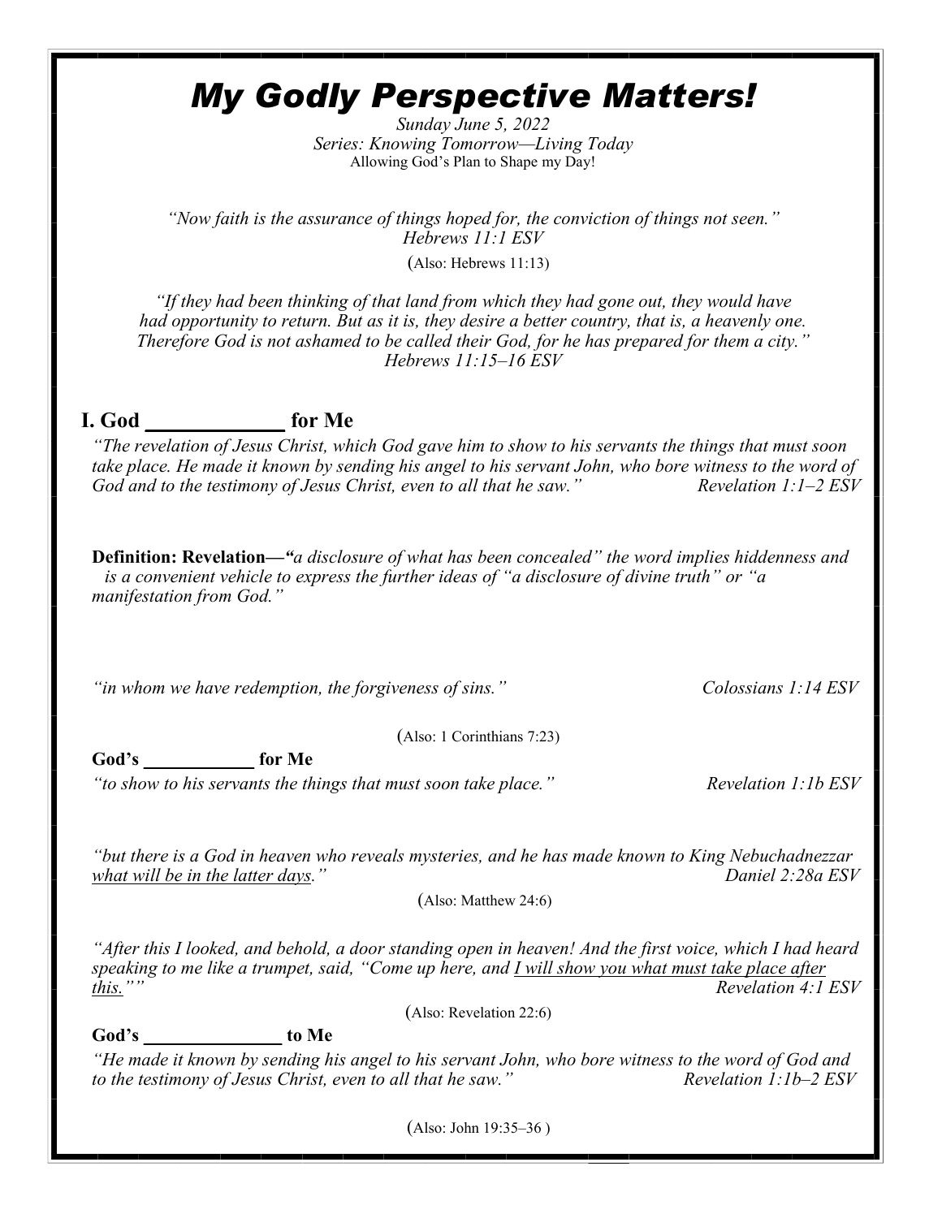# *My Godly Perspective Matters!*

*Sunday June 5, 2022*
*Series: Knowing Tomorrow—Living Today*
Allowing God's Plan to Shape my Day!

*"Now faith is the assurance of things hoped for, the conviction of things not seen."*
*Hebrews 11:1 ESV*

(Also: Hebrews 11:13)

*"If they had been thinking of that land from which they had gone out, they would have had opportunity to return. But as it is, they desire a better country, that is, a heavenly one. Therefore God is not ashamed to be called their God, for he has prepared for them a city."*
*Hebrews 11:15–16 ESV*

## I. God ____________ for Me

*"The revelation of Jesus Christ, which God gave him to show to his servants the things that must soon take place. He made it known by sending his angel to his servant John, who bore witness to the word of God and to the testimony of Jesus Christ, even to all that he saw."* *Revelation 1:1–2 ESV*

**Definition: Revelation—"***a disclosure of what has been concealed" the word implies hiddenness and is a convenient vehicle to express the further ideas of "a disclosure of divine truth" or "a manifestation from God."*

*"in whom we have redemption, the forgiveness of sins."* *Colossians 1:14 ESV*

(Also: 1 Corinthians 7:23)

**God's ___________ for Me**

*"to show to his servants the things that must soon take place."* *Revelation 1:1b ESV*

*"but there is a God in heaven who reveals mysteries, and he has made known to King Nebuchadnezzar <u>what will be in the latter days</u>."* *Daniel 2:28a ESV*

(Also: Matthew 24:6)

*"After this I looked, and behold, a door standing open in heaven! And the first voice, which I had heard speaking to me like a trumpet, said, "Come up here, and <u>I will show you what must take place after this</u>.""* *Revelation 4:1 ESV*

(Also: Revelation 22:6)

**God's ______________ to Me**

*"He made it known by sending his angel to his servant John, who bore witness to the word of God and to the testimony of Jesus Christ, even to all that he saw."* *Revelation 1:1b–2 ESV*

(Also: John 19:35–36 )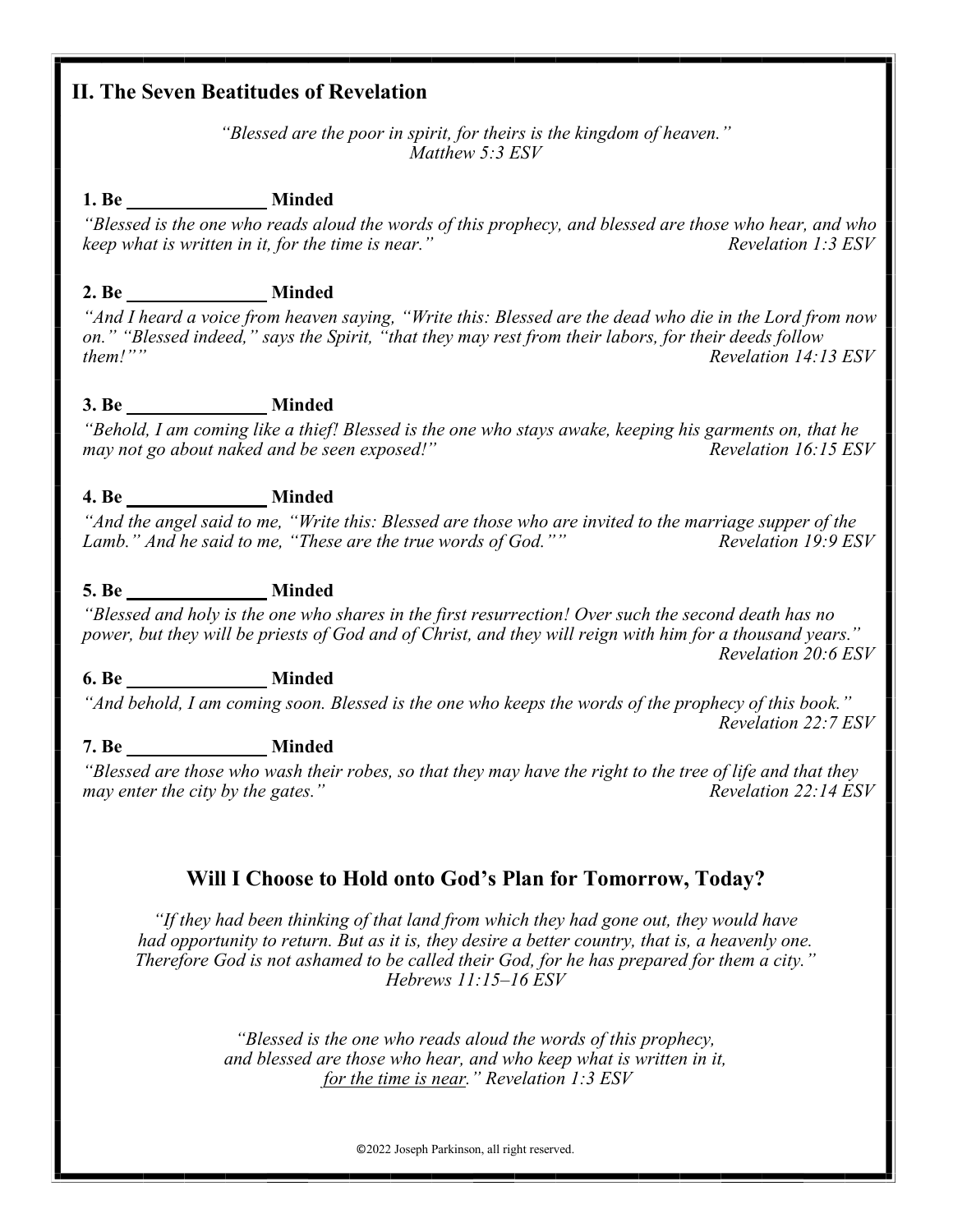## II. The Seven Beatitudes of Revelation

*"Blessed are the poor in spirit, for theirs is the kingdom of heaven."*
*Matthew 5:3 ESV*

**1. Be ______________ Minded**

*"Blessed is the one who reads aloud the words of this prophecy, and blessed are those who hear, and who keep what is written in it, for the time is near." Revelation 1:3 ESV*

**2. Be ______________ Minded**

*"And I heard a voice from heaven saying, "Write this: Blessed are the dead who die in the Lord from now on." "Blessed indeed," says the Spirit, "that they may rest from their labors, for their deeds follow them!"" Revelation 14:13 ESV*

**3. Be ______________ Minded**

*"Behold, I am coming like a thief! Blessed is the one who stays awake, keeping his garments on, that he may not go about naked and be seen exposed!" Revelation 16:15 ESV*

**4. Be ______________ Minded**

*"And the angel said to me, "Write this: Blessed are those who are invited to the marriage supper of the Lamb." And he said to me, "These are the true words of God."" Revelation 19:9 ESV*

**5. Be ______________ Minded**

*"Blessed and holy is the one who shares in the first resurrection! Over such the second death has no power, but they will be priests of God and of Christ, and they will reign with him for a thousand years." Revelation 20:6 ESV*

**6. Be ______________ Minded**

*"And behold, I am coming soon. Blessed is the one who keeps the words of the prophecy of this book." Revelation 22:7 ESV*

**7. Be ______________ Minded**

*"Blessed are those who wash their robes, so that they may have the right to the tree of life and that they may enter the city by the gates." Revelation 22:14 ESV*

## Will I Choose to Hold onto God's Plan for Tomorrow, Today?

*"If they had been thinking of that land from which they had gone out, they would have had opportunity to return. But as it is, they desire a better country, that is, a heavenly one. Therefore God is not ashamed to be called their God, for he has prepared for them a city."*
*Hebrews 11:15–16 ESV*

*"Blessed is the one who reads aloud the words of this prophecy, and blessed are those who hear, and who keep what is written in it, for the time is near." Revelation 1:3 ESV*

©2022 Joseph Parkinson, all right reserved.